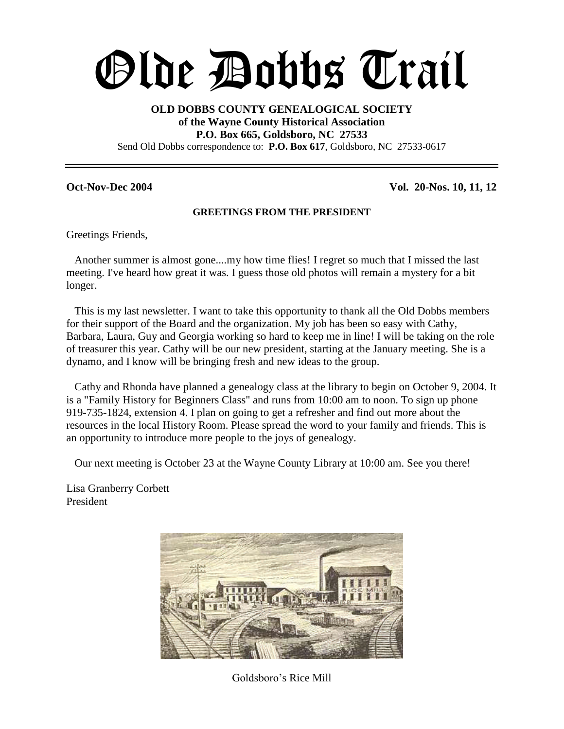# Olde Dobbs Trail

**OLD DOBBS COUNTY GENEALOGICAL SOCIETY**
**of the Wayne County Historical Association**
**P.O. Box 665, Goldsboro, NC 27533**
Send Old Dobbs correspondence to: **P.O. Box 617**, Goldsboro, NC 27533-0617

---

**Oct-Nov-Dec 2004** **Vol. 20-Nos. 10, 11, 12**

## GREETINGS FROM THE PRESIDENT

Greetings Friends,

Another summer is almost gone....my how time flies! I regret so much that I missed the last meeting. I've heard how great it was. I guess those old photos will remain a mystery for a bit longer.

This is my last newsletter. I want to take this opportunity to thank all the Old Dobbs members for their support of the Board and the organization. My job has been so easy with Cathy, Barbara, Laura, Guy and Georgia working so hard to keep me in line! I will be taking on the role of treasurer this year. Cathy will be our new president, starting at the January meeting. She is a dynamo, and I know will be bringing fresh and new ideas to the group.

Cathy and Rhonda have planned a genealogy class at the library to begin on October 9, 2004. It is a "Family History for Beginners Class" and runs from 10:00 am to noon. To sign up phone 919-735-1824, extension 4. I plan on going to get a refresher and find out more about the resources in the local History Room. Please spread the word to your family and friends. This is an opportunity to introduce more people to the joys of genealogy.

Our next meeting is October 23 at the Wayne County Library at 10:00 am. See you there!

Lisa Granberry Corbett
President

Goldsboro's Rice Mill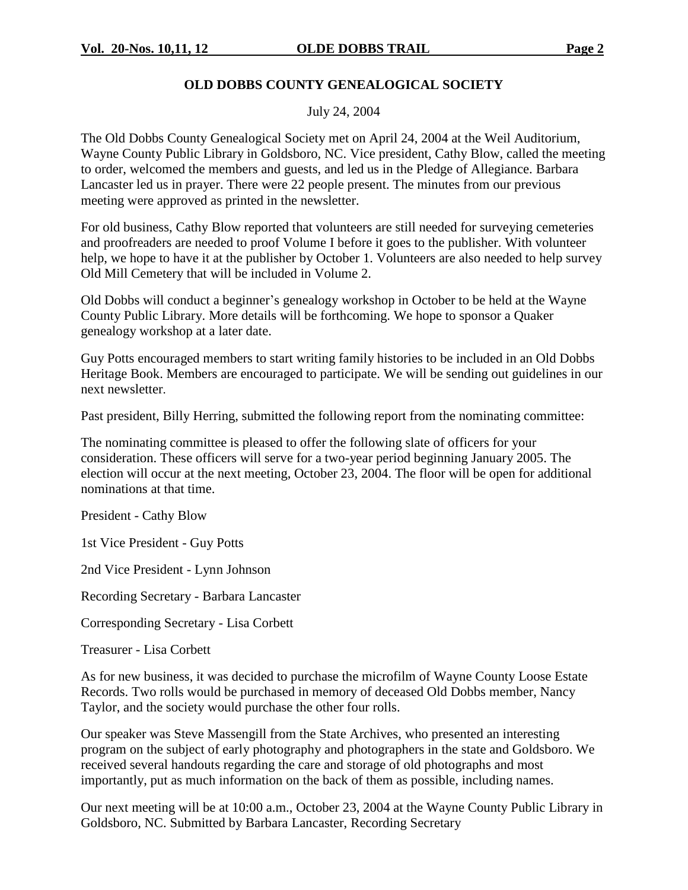## OLD DOBBS COUNTY GENEALOGICAL SOCIETY

July 24, 2004

The Old Dobbs County Genealogical Society met on April 24, 2004 at the Weil Auditorium, Wayne County Public Library in Goldsboro, NC. Vice president, Cathy Blow, called the meeting to order, welcomed the members and guests, and led us in the Pledge of Allegiance. Barbara Lancaster led us in prayer. There were 22 people present. The minutes from our previous meeting were approved as printed in the newsletter.

For old business, Cathy Blow reported that volunteers are still needed for surveying cemeteries and proofreaders are needed to proof Volume I before it goes to the publisher. With volunteer help, we hope to have it at the publisher by October 1. Volunteers are also needed to help survey Old Mill Cemetery that will be included in Volume 2.

Old Dobbs will conduct a beginner's genealogy workshop in October to be held at the Wayne County Public Library. More details will be forthcoming. We hope to sponsor a Quaker genealogy workshop at a later date.

Guy Potts encouraged members to start writing family histories to be included in an Old Dobbs Heritage Book. Members are encouraged to participate. We will be sending out guidelines in our next newsletter.

Past president, Billy Herring, submitted the following report from the nominating committee:

The nominating committee is pleased to offer the following slate of officers for your consideration. These officers will serve for a two-year period beginning January 2005. The election will occur at the next meeting, October 23, 2004. The floor will be open for additional nominations at that time.

President - Cathy Blow

1st Vice President - Guy Potts

2nd Vice President - Lynn Johnson

Recording Secretary - Barbara Lancaster

Corresponding Secretary - Lisa Corbett

Treasurer - Lisa Corbett

As for new business, it was decided to purchase the microfilm of Wayne County Loose Estate Records. Two rolls would be purchased in memory of deceased Old Dobbs member, Nancy Taylor, and the society would purchase the other four rolls.

Our speaker was Steve Massengill from the State Archives, who presented an interesting program on the subject of early photography and photographers in the state and Goldsboro. We received several handouts regarding the care and storage of old photographs and most importantly, put as much information on the back of them as possible, including names.

Our next meeting will be at 10:00 a.m., October 23, 2004 at the Wayne County Public Library in Goldsboro, NC. Submitted by Barbara Lancaster, Recording Secretary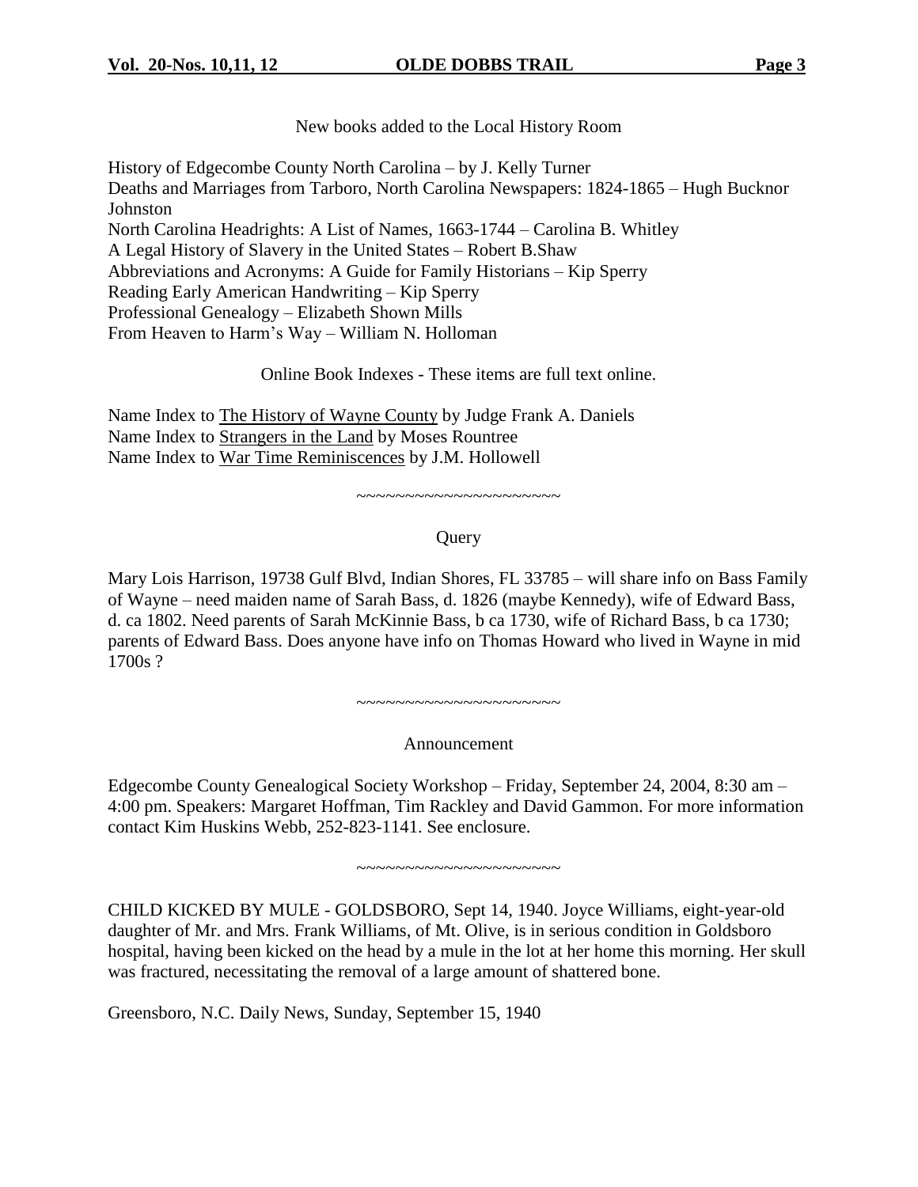New books added to the Local History Room

History of Edgecombe County North Carolina – by J. Kelly Turner
Deaths and Marriages from Tarboro, North Carolina Newspapers: 1824-1865 – Hugh Bucknor Johnston
North Carolina Headrights: A List of Names, 1663-1744 – Carolina B. Whitley
A Legal History of Slavery in the United States – Robert B.Shaw
Abbreviations and Acronyms: A Guide for Family Historians – Kip Sperry
Reading Early American Handwriting – Kip Sperry
Professional Genealogy – Elizabeth Shown Mills
From Heaven to Harm's Way – William N. Holloman

Online Book Indexes - These items are full text online.

Name Index to <u>The History of Wayne County</u> by Judge Frank A. Daniels
Name Index to <u>Strangers in the Land</u> by Moses Rountree
Name Index to <u>War Time Reminiscences</u> by J.M. Hollowell

~~~~~~~~~~~~~~~~~~~~~

Query

Mary Lois Harrison, 19738 Gulf Blvd, Indian Shores, FL 33785 – will share info on Bass Family of Wayne – need maiden name of Sarah Bass, d. 1826 (maybe Kennedy), wife of Edward Bass, d. ca 1802. Need parents of Sarah McKinnie Bass, b ca 1730, wife of Richard Bass, b ca 1730; parents of Edward Bass. Does anyone have info on Thomas Howard who lived in Wayne in mid 1700s ?

~~~~~~~~~~~~~~~~~~~~~

Announcement

Edgecombe County Genealogical Society Workshop – Friday, September 24, 2004, 8:30 am – 4:00 pm. Speakers: Margaret Hoffman, Tim Rackley and David Gammon. For more information contact Kim Huskins Webb, 252-823-1141. See enclosure.

~~~~~~~~~~~~~~~~~~~~~

CHILD KICKED BY MULE - GOLDSBORO, Sept 14, 1940. Joyce Williams, eight-year-old daughter of Mr. and Mrs. Frank Williams, of Mt. Olive, is in serious condition in Goldsboro hospital, having been kicked on the head by a mule in the lot at her home this morning. Her skull was fractured, necessitating the removal of a large amount of shattered bone.

Greensboro, N.C. Daily News, Sunday, September 15, 1940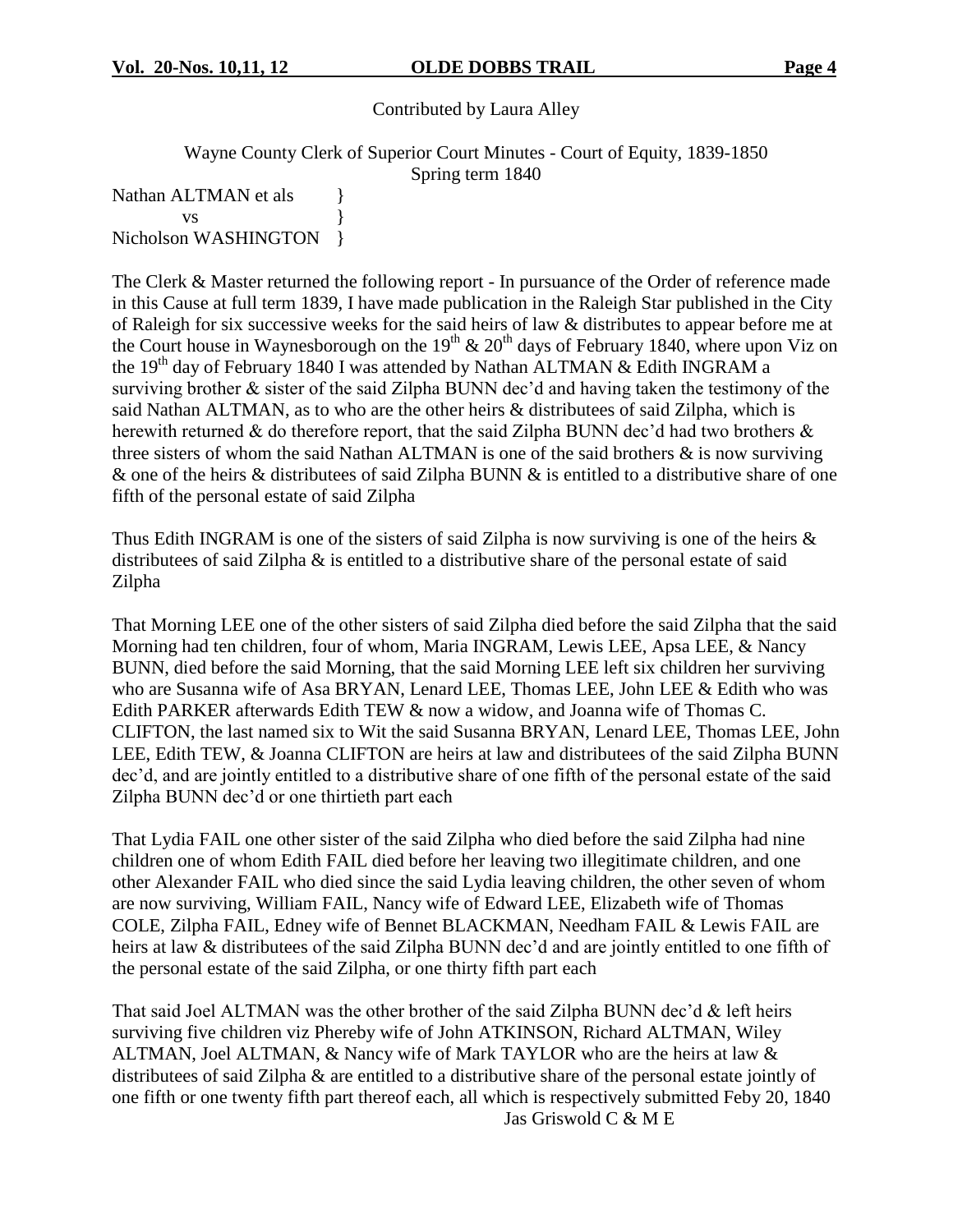Contributed by Laura Alley

Wayne County Clerk of Superior Court Minutes - Court of Equity, 1839-1850
Spring term 1840

Nathan ALTMAN et als }
vs }
Nicholson WASHINGTON }

The Clerk & Master returned the following report - In pursuance of the Order of reference made in this Cause at full term 1839, I have made publication in the Raleigh Star published in the City of Raleigh for six successive weeks for the said heirs of law & distributes to appear before me at the Court house in Waynesborough on the 19th & 20th days of February 1840, where upon Viz on the 19th day of February 1840 I was attended by Nathan ALTMAN & Edith INGRAM a surviving brother & sister of the said Zilpha BUNN dec'd and having taken the testimony of the said Nathan ALTMAN, as to who are the other heirs & distributees of said Zilpha, which is herewith returned & do therefore report, that the said Zilpha BUNN dec'd had two brothers & three sisters of whom the said Nathan ALTMAN is one of the said brothers & is now surviving & one of the heirs & distributees of said Zilpha BUNN & is entitled to a distributive share of one fifth of the personal estate of said Zilpha

Thus Edith INGRAM is one of the sisters of said Zilpha is now surviving is one of the heirs & distributees of said Zilpha & is entitled to a distributive share of the personal estate of said Zilpha

That Morning LEE one of the other sisters of said Zilpha died before the said Zilpha that the said Morning had ten children, four of whom, Maria INGRAM, Lewis LEE, Apsa LEE, & Nancy BUNN, died before the said Morning, that the said Morning LEE left six children her surviving who are Susanna wife of Asa BRYAN, Lenard LEE, Thomas LEE, John LEE & Edith who was Edith PARKER afterwards Edith TEW & now a widow, and Joanna wife of Thomas C. CLIFTON, the last named six to Wit the said Susanna BRYAN, Lenard LEE, Thomas LEE, John LEE, Edith TEW, & Joanna CLIFTON are heirs at law and distributees of the said Zilpha BUNN dec'd, and are jointly entitled to a distributive share of one fifth of the personal estate of the said Zilpha BUNN dec'd or one thirtieth part each

That Lydia FAIL one other sister of the said Zilpha who died before the said Zilpha had nine children one of whom Edith FAIL died before her leaving two illegitimate children, and one other Alexander FAIL who died since the said Lydia leaving children, the other seven of whom are now surviving, William FAIL, Nancy wife of Edward LEE, Elizabeth wife of Thomas COLE, Zilpha FAIL, Edney wife of Bennet BLACKMAN, Needham FAIL & Lewis FAIL are heirs at law & distributees of the said Zilpha BUNN dec'd and are jointly entitled to one fifth of the personal estate of the said Zilpha, or one thirty fifth part each

That said Joel ALTMAN was the other brother of the said Zilpha BUNN dec'd & left heirs surviving five children viz Phereby wife of John ATKINSON, Richard ALTMAN, Wiley ALTMAN, Joel ALTMAN, & Nancy wife of Mark TAYLOR who are the heirs at law & distributees of said Zilpha & are entitled to a distributive share of the personal estate jointly of one fifth or one twenty fifth part thereof each, all which is respectively submitted Feby 20, 1840

Jas Griswold C & M E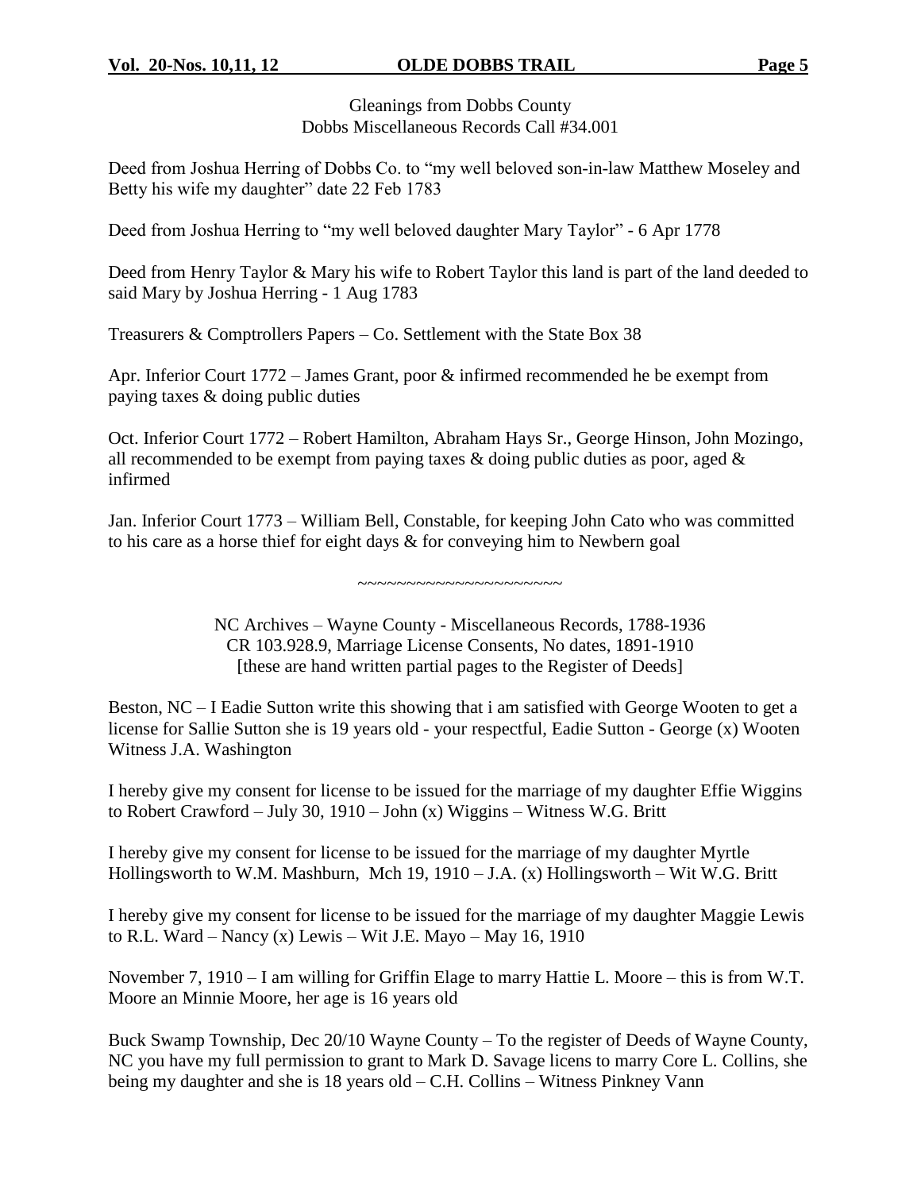Gleanings from Dobbs County
Dobbs Miscellaneous Records Call #34.001

Deed from Joshua Herring of Dobbs Co. to "my well beloved son-in-law Matthew Moseley and Betty his wife my daughter" date 22 Feb 1783

Deed from Joshua Herring to "my well beloved daughter Mary Taylor" - 6 Apr 1778

Deed from Henry Taylor & Mary his wife to Robert Taylor this land is part of the land deeded to said Mary by Joshua Herring - 1 Aug 1783

Treasurers & Comptrollers Papers – Co. Settlement with the State Box 38

Apr. Inferior Court 1772 – James Grant, poor & infirmed recommended he be exempt from paying taxes & doing public duties

Oct. Inferior Court 1772 – Robert Hamilton, Abraham Hays Sr., George Hinson, John Mozingo, all recommended to be exempt from paying taxes & doing public duties as poor, aged & infirmed

Jan. Inferior Court 1773 – William Bell, Constable, for keeping John Cato who was committed to his care as a horse thief for eight days & for conveying him to Newbern goal

~~~~~~~~~~~~~~~~~~~~~~

NC Archives – Wayne County - Miscellaneous Records, 1788-1936
CR 103.928.9, Marriage License Consents, No dates, 1891-1910
[these are hand written partial pages to the Register of Deeds]

Beston, NC – I Eadie Sutton write this showing that i am satisfied with George Wooten to get a license for Sallie Sutton she is 19 years old - your respectful, Eadie Sutton - George (x) Wooten Witness J.A. Washington

I hereby give my consent for license to be issued for the marriage of my daughter Effie Wiggins to Robert Crawford – July 30, 1910 – John (x) Wiggins – Witness W.G. Britt

I hereby give my consent for license to be issued for the marriage of my daughter Myrtle Hollingsworth to W.M. Mashburn, Mch 19, 1910 – J.A. (x) Hollingsworth – Wit W.G. Britt

I hereby give my consent for license to be issued for the marriage of my daughter Maggie Lewis to R.L. Ward – Nancy (x) Lewis – Wit J.E. Mayo – May 16, 1910

November 7, 1910 – I am willing for Griffin Elage to marry Hattie L. Moore – this is from W.T. Moore an Minnie Moore, her age is 16 years old

Buck Swamp Township, Dec 20/10 Wayne County – To the register of Deeds of Wayne County, NC you have my full permission to grant to Mark D. Savage licens to marry Core L. Collins, she being my daughter and she is 18 years old – C.H. Collins – Witness Pinkney Vann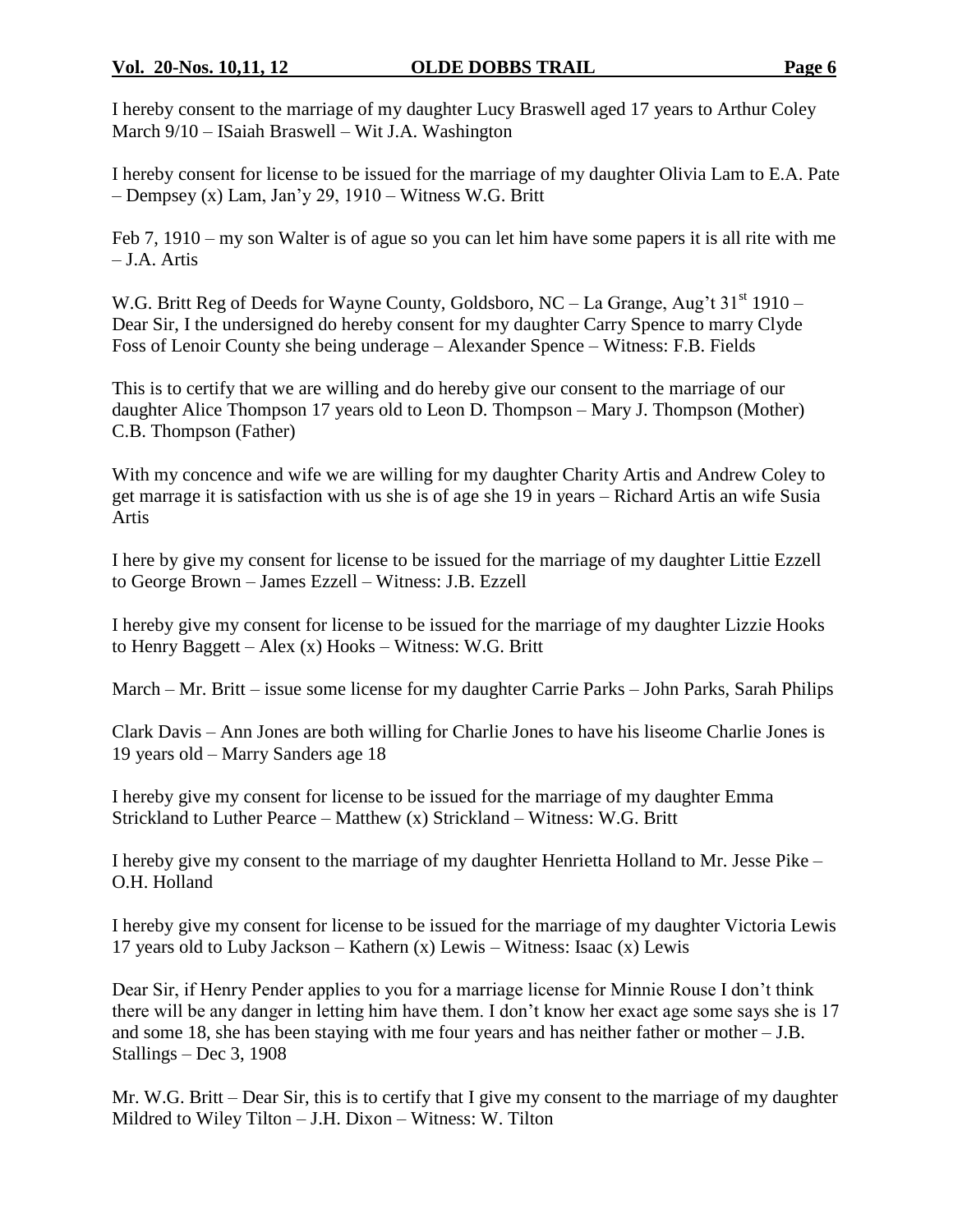I hereby consent to the marriage of my daughter Lucy Braswell aged 17 years to Arthur Coley March 9/10 – ISaiah Braswell – Wit J.A. Washington

I hereby consent for license to be issued for the marriage of my daughter Olivia Lam to E.A. Pate – Dempsey (x) Lam, Jan'y 29, 1910 – Witness W.G. Britt

Feb 7, 1910 – my son Walter is of ague so you can let him have some papers it is all rite with me – J.A. Artis

W.G. Britt Reg of Deeds for Wayne County, Goldsboro, NC – La Grange, Aug't 31st 1910 – Dear Sir, I the undersigned do hereby consent for my daughter Carry Spence to marry Clyde Foss of Lenoir County she being underage – Alexander Spence – Witness: F.B. Fields

This is to certify that we are willing and do hereby give our consent to the marriage of our daughter Alice Thompson 17 years old to Leon D. Thompson – Mary J. Thompson (Mother) C.B. Thompson (Father)

With my concence and wife we are willing for my daughter Charity Artis and Andrew Coley to get marrage it is satisfaction with us she is of age she 19 in years – Richard Artis an wife Susia Artis

I here by give my consent for license to be issued for the marriage of my daughter Littie Ezzell to George Brown – James Ezzell – Witness: J.B. Ezzell

I hereby give my consent for license to be issued for the marriage of my daughter Lizzie Hooks to Henry Baggett – Alex (x) Hooks – Witness: W.G. Britt

March – Mr. Britt – issue some license for my daughter Carrie Parks – John Parks, Sarah Philips

Clark Davis – Ann Jones are both willing for Charlie Jones to have his liseome Charlie Jones is 19 years old – Marry Sanders age 18

I hereby give my consent for license to be issued for the marriage of my daughter Emma Strickland to Luther Pearce – Matthew (x) Strickland – Witness: W.G. Britt

I hereby give my consent to the marriage of my daughter Henrietta Holland to Mr. Jesse Pike – O.H. Holland

I hereby give my consent for license to be issued for the marriage of my daughter Victoria Lewis 17 years old to Luby Jackson – Kathern (x) Lewis – Witness: Isaac (x) Lewis

Dear Sir, if Henry Pender applies to you for a marriage license for Minnie Rouse I don't think there will be any danger in letting him have them. I don't know her exact age some says she is 17 and some 18, she has been staying with me four years and has neither father or mother – J.B. Stallings – Dec 3, 1908

Mr. W.G. Britt – Dear Sir, this is to certify that I give my consent to the marriage of my daughter Mildred to Wiley Tilton – J.H. Dixon – Witness: W. Tilton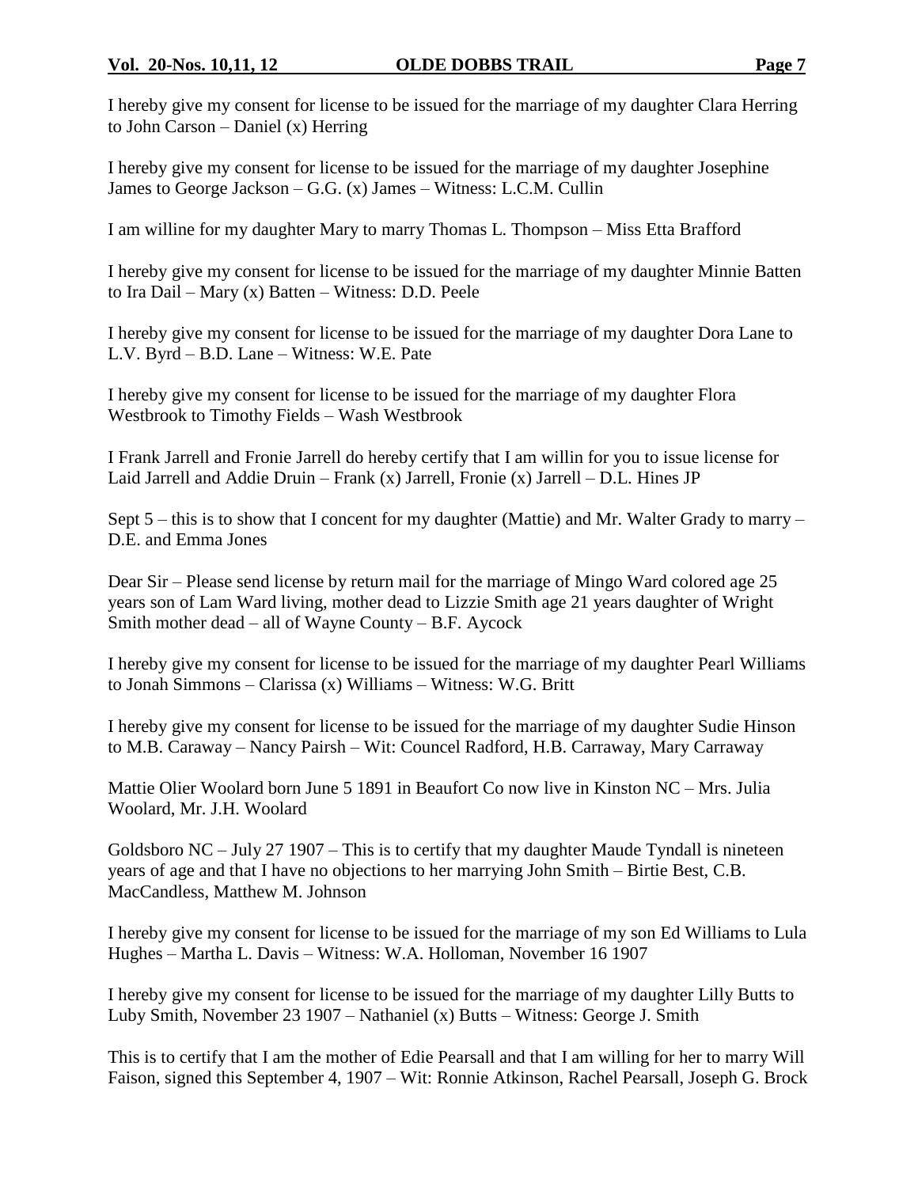I hereby give my consent for license to be issued for the marriage of my daughter Clara Herring to John Carson – Daniel (x) Herring

I hereby give my consent for license to be issued for the marriage of my daughter Josephine James to George Jackson – G.G. (x) James – Witness: L.C.M. Cullin

I am willine for my daughter Mary to marry Thomas L. Thompson – Miss Etta Brafford

I hereby give my consent for license to be issued for the marriage of my daughter Minnie Batten to Ira Dail – Mary (x) Batten – Witness: D.D. Peele

I hereby give my consent for license to be issued for the marriage of my daughter Dora Lane to L.V. Byrd – B.D. Lane – Witness: W.E. Pate

I hereby give my consent for license to be issued for the marriage of my daughter Flora Westbrook to Timothy Fields – Wash Westbrook

I Frank Jarrell and Fronie Jarrell do hereby certify that I am willin for you to issue license for Laid Jarrell and Addie Druin – Frank (x) Jarrell, Fronie (x) Jarrell – D.L. Hines JP

Sept 5 – this is to show that I concent for my daughter (Mattie) and Mr. Walter Grady to marry – D.E. and Emma Jones

Dear Sir – Please send license by return mail for the marriage of Mingo Ward colored age 25 years son of Lam Ward living, mother dead to Lizzie Smith age 21 years daughter of Wright Smith mother dead – all of Wayne County – B.F. Aycock

I hereby give my consent for license to be issued for the marriage of my daughter Pearl Williams to Jonah Simmons – Clarissa (x) Williams – Witness: W.G. Britt

I hereby give my consent for license to be issued for the marriage of my daughter Sudie Hinson to M.B. Caraway – Nancy Pairsh – Wit: Councel Radford, H.B. Carraway, Mary Carraway

Mattie Olier Woolard born June 5 1891 in Beaufort Co now live in Kinston NC – Mrs. Julia Woolard, Mr. J.H. Woolard

Goldsboro NC – July 27 1907 – This is to certify that my daughter Maude Tyndall is nineteen years of age and that I have no objections to her marrying John Smith – Birtie Best, C.B. MacCandless, Matthew M. Johnson

I hereby give my consent for license to be issued for the marriage of my son Ed Williams to Lula Hughes – Martha L. Davis – Witness: W.A. Holloman, November 16 1907

I hereby give my consent for license to be issued for the marriage of my daughter Lilly Butts to Luby Smith, November 23 1907 – Nathaniel (x) Butts – Witness: George J. Smith

This is to certify that I am the mother of Edie Pearsall and that I am willing for her to marry Will Faison, signed this September 4, 1907 – Wit: Ronnie Atkinson, Rachel Pearsall, Joseph G. Brock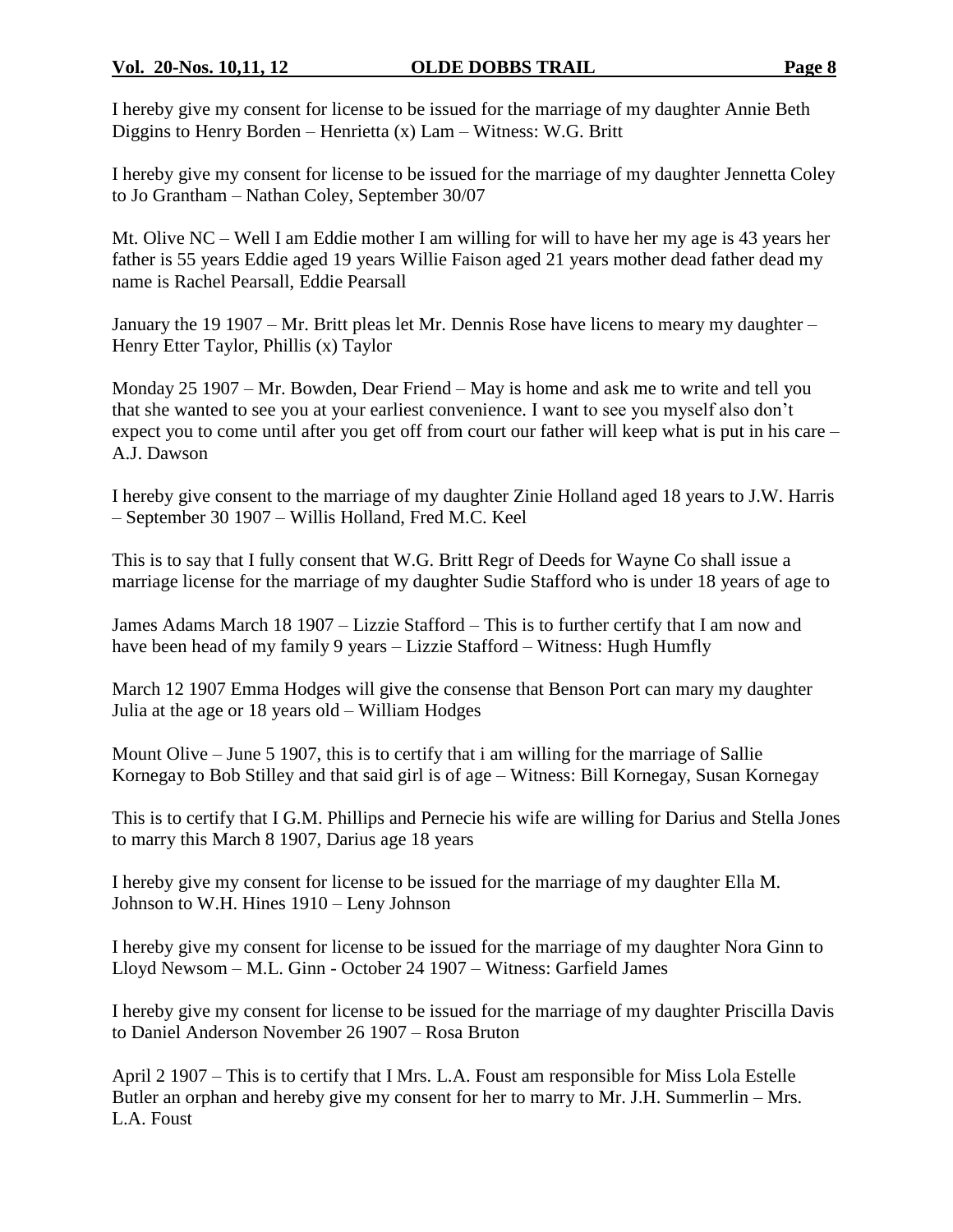I hereby give my consent for license to be issued for the marriage of my daughter Annie Beth Diggins to Henry Borden – Henrietta (x) Lam – Witness: W.G. Britt

I hereby give my consent for license to be issued for the marriage of my daughter Jennetta Coley to Jo Grantham – Nathan Coley, September 30/07

Mt. Olive NC – Well I am Eddie mother I am willing for will to have her my age is 43 years her father is 55 years Eddie aged 19 years Willie Faison aged 21 years mother dead father dead my name is Rachel Pearsall, Eddie Pearsall

January the 19 1907 – Mr. Britt pleas let Mr. Dennis Rose have licens to meary my daughter – Henry Etter Taylor, Phillis (x) Taylor

Monday 25 1907 – Mr. Bowden, Dear Friend – May is home and ask me to write and tell you that she wanted to see you at your earliest convenience. I want to see you myself also don't expect you to come until after you get off from court our father will keep what is put in his care – A.J. Dawson

I hereby give consent to the marriage of my daughter Zinie Holland aged 18 years to J.W. Harris – September 30 1907 – Willis Holland, Fred M.C. Keel

This is to say that I fully consent that W.G. Britt Regr of Deeds for Wayne Co shall issue a marriage license for the marriage of my daughter Sudie Stafford who is under 18 years of age to

James Adams March 18 1907 – Lizzie Stafford – This is to further certify that I am now and have been head of my family 9 years – Lizzie Stafford – Witness: Hugh Humfly

March 12 1907 Emma Hodges will give the consense that Benson Port can mary my daughter Julia at the age or 18 years old – William Hodges

Mount Olive – June 5 1907, this is to certify that i am willing for the marriage of Sallie Kornegay to Bob Stilley and that said girl is of age – Witness: Bill Kornegay, Susan Kornegay

This is to certify that I G.M. Phillips and Pernecie his wife are willing for Darius and Stella Jones to marry this March 8 1907, Darius age 18 years

I hereby give my consent for license to be issued for the marriage of my daughter Ella M. Johnson to W.H. Hines 1910 – Leny Johnson

I hereby give my consent for license to be issued for the marriage of my daughter Nora Ginn to Lloyd Newsom – M.L. Ginn - October 24 1907 – Witness: Garfield James

I hereby give my consent for license to be issued for the marriage of my daughter Priscilla Davis to Daniel Anderson November 26 1907 – Rosa Bruton

April 2 1907 – This is to certify that I Mrs. L.A. Foust am responsible for Miss Lola Estelle Butler an orphan and hereby give my consent for her to marry to Mr. J.H. Summerlin – Mrs. L.A. Foust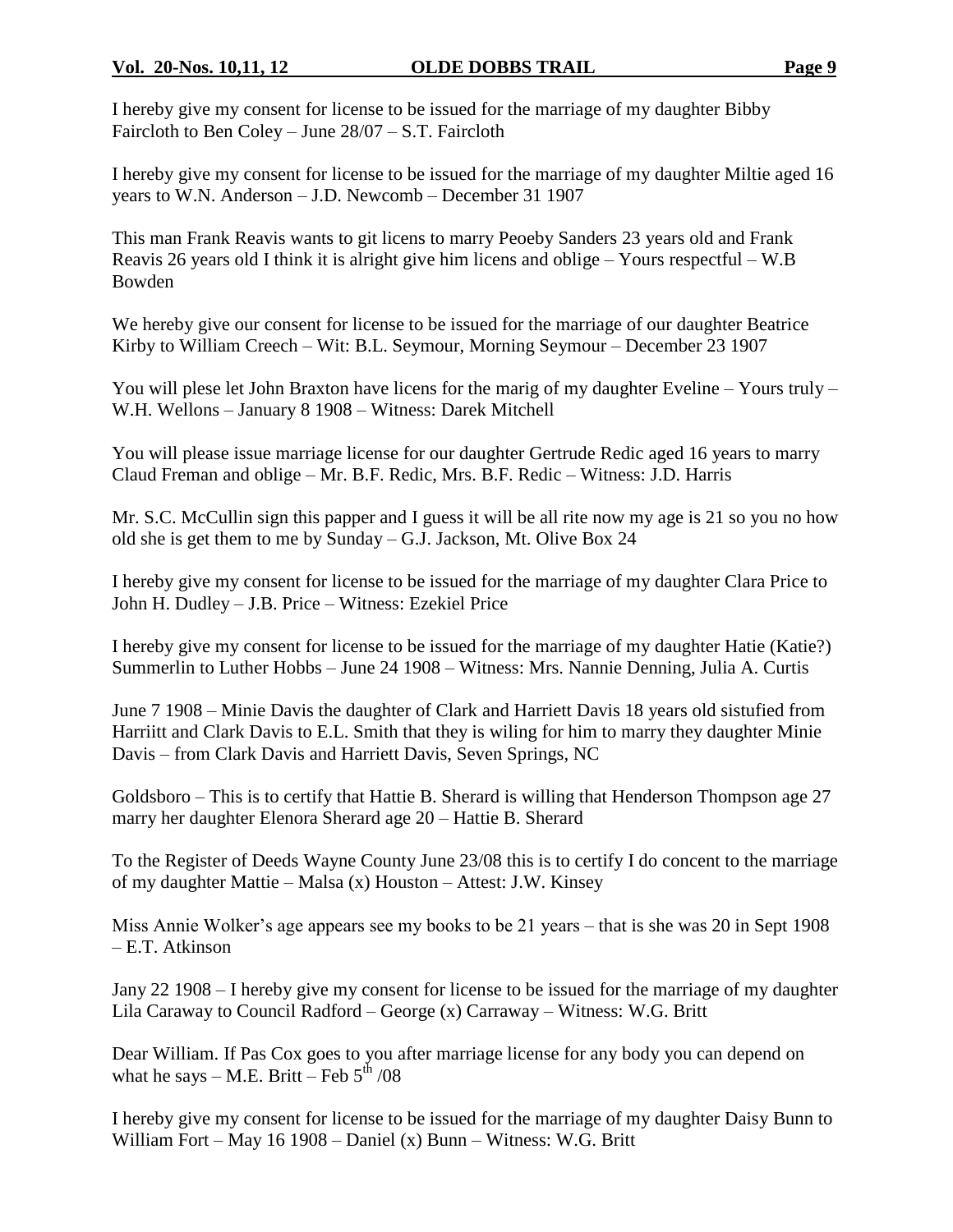I hereby give my consent for license to be issued for the marriage of my daughter Bibby Faircloth to Ben Coley – June 28/07 – S.T. Faircloth

I hereby give my consent for license to be issued for the marriage of my daughter Miltie aged 16 years to W.N. Anderson – J.D. Newcomb – December 31 1907

This man Frank Reavis wants to git licens to marry Peoeby Sanders 23 years old and Frank Reavis 26 years old I think it is alright give him licens and oblige – Yours respectful – W.B Bowden

We hereby give our consent for license to be issued for the marriage of our daughter Beatrice Kirby to William Creech – Wit: B.L. Seymour, Morning Seymour – December 23 1907

You will plese let John Braxton have licens for the marig of my daughter Eveline – Yours truly – W.H. Wellons – January 8 1908 – Witness: Darek Mitchell

You will please issue marriage license for our daughter Gertrude Redic aged 16 years to marry Claud Freman and oblige – Mr. B.F. Redic, Mrs. B.F. Redic – Witness: J.D. Harris

Mr. S.C. McCullin sign this papper and I guess it will be all rite now my age is 21 so you no how old she is get them to me by Sunday – G.J. Jackson, Mt. Olive Box 24

I hereby give my consent for license to be issued for the marriage of my daughter Clara Price to John H. Dudley – J.B. Price – Witness: Ezekiel Price

I hereby give my consent for license to be issued for the marriage of my daughter Hatie (Katie?) Summerlin to Luther Hobbs – June 24 1908 – Witness: Mrs. Nannie Denning, Julia A. Curtis

June 7 1908 – Minie Davis the daughter of Clark and Harriett Davis 18 years old sistufied from Harriitt and Clark Davis to E.L. Smith that they is wiling for him to marry they daughter Minie Davis – from Clark Davis and Harriett Davis, Seven Springs, NC

Goldsboro – This is to certify that Hattie B. Sherard is willing that Henderson Thompson age 27 marry her daughter Elenora Sherard age 20 – Hattie B. Sherard

To the Register of Deeds Wayne County June 23/08 this is to certify I do concent to the marriage of my daughter Mattie – Malsa (x) Houston – Attest: J.W. Kinsey

Miss Annie Wolker's age appears see my books to be 21 years – that is she was 20 in Sept 1908 – E.T. Atkinson

Jany 22 1908 – I hereby give my consent for license to be issued for the marriage of my daughter Lila Caraway to Council Radford – George (x) Carraway – Witness: W.G. Britt

Dear William. If Pas Cox goes to you after marriage license for any body you can depend on what he says – M.E. Britt – Feb 5th /08

I hereby give my consent for license to be issued for the marriage of my daughter Daisy Bunn to William Fort – May 16 1908 – Daniel (x) Bunn – Witness: W.G. Britt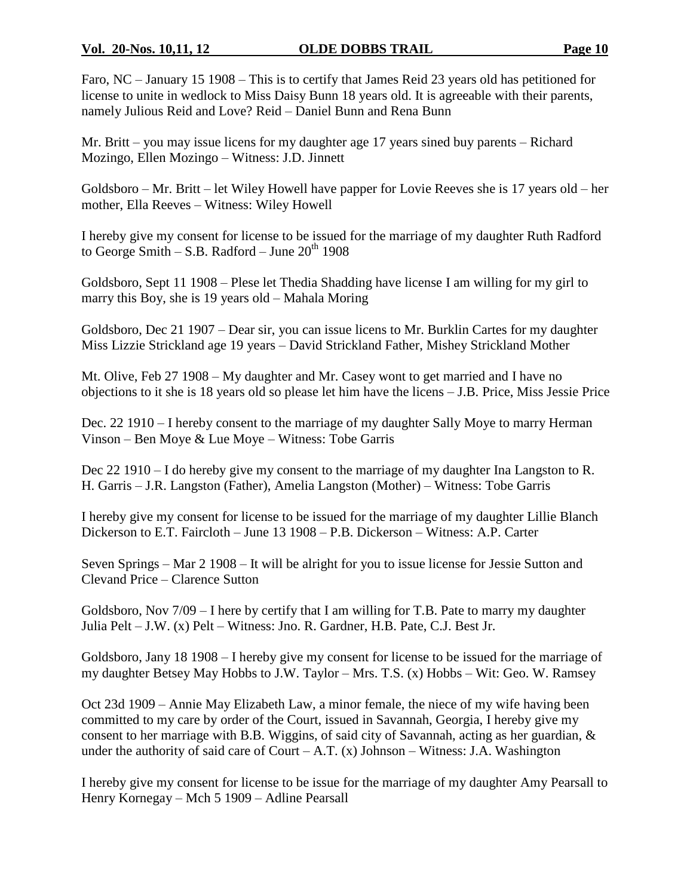Faro, NC – January 15 1908 – This is to certify that James Reid 23 years old has petitioned for license to unite in wedlock to Miss Daisy Bunn 18 years old. It is agreeable with their parents, namely Julious Reid and Love? Reid – Daniel Bunn and Rena Bunn

Mr. Britt – you may issue licens for my daughter age 17 years sined buy parents – Richard Mozingo, Ellen Mozingo – Witness: J.D. Jinnett

Goldsboro – Mr. Britt – let Wiley Howell have papper for Lovie Reeves she is 17 years old – her mother, Ella Reeves – Witness: Wiley Howell

I hereby give my consent for license to be issued for the marriage of my daughter Ruth Radford to George Smith – S.B. Radford – June 20th 1908

Goldsboro, Sept 11 1908 – Plese let Thedia Shadding have license I am willing for my girl to marry this Boy, she is 19 years old – Mahala Moring

Goldsboro, Dec 21 1907 – Dear sir, you can issue licens to Mr. Burklin Cartes for my daughter Miss Lizzie Strickland age 19 years – David Strickland Father, Mishey Strickland Mother

Mt. Olive, Feb 27 1908 – My daughter and Mr. Casey wont to get married and I have no objections to it she is 18 years old so please let him have the licens – J.B. Price, Miss Jessie Price

Dec. 22 1910 – I hereby consent to the marriage of my daughter Sally Moye to marry Herman Vinson – Ben Moye & Lue Moye – Witness: Tobe Garris

Dec 22 1910 – I do hereby give my consent to the marriage of my daughter Ina Langston to R. H. Garris – J.R. Langston (Father), Amelia Langston (Mother) – Witness: Tobe Garris

I hereby give my consent for license to be issued for the marriage of my daughter Lillie Blanch Dickerson to E.T. Faircloth – June 13 1908 – P.B. Dickerson – Witness: A.P. Carter

Seven Springs – Mar 2 1908 – It will be alright for you to issue license for Jessie Sutton and Clevand Price – Clarence Sutton

Goldsboro, Nov 7/09 – I here by certify that I am willing for T.B. Pate to marry my daughter Julia Pelt – J.W. (x) Pelt – Witness: Jno. R. Gardner, H.B. Pate, C.J. Best Jr.

Goldsboro, Jany 18 1908 – I hereby give my consent for license to be issued for the marriage of my daughter Betsey May Hobbs to J.W. Taylor – Mrs. T.S. (x) Hobbs – Wit: Geo. W. Ramsey

Oct 23d 1909 – Annie May Elizabeth Law, a minor female, the niece of my wife having been committed to my care by order of the Court, issued in Savannah, Georgia, I hereby give my consent to her marriage with B.B. Wiggins, of said city of Savannah, acting as her guardian, & under the authority of said care of Court – A.T. (x) Johnson – Witness: J.A. Washington

I hereby give my consent for license to be issue for the marriage of my daughter Amy Pearsall to Henry Kornegay – Mch 5 1909 – Adline Pearsall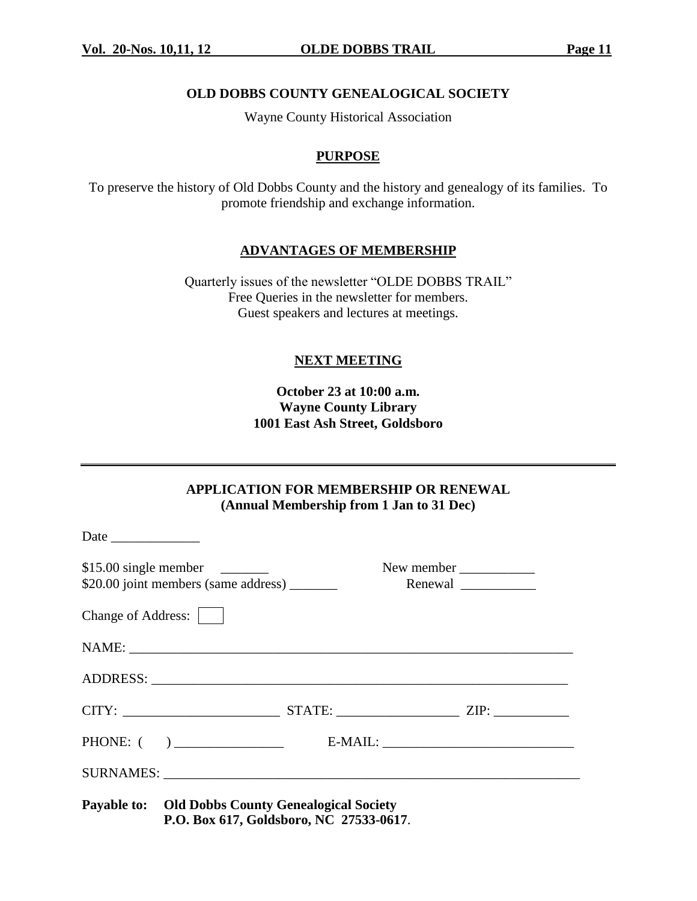## OLD DOBBS COUNTY GENEALOGICAL SOCIETY

Wayne County Historical Association

### PURPOSE

To preserve the history of Old Dobbs County and the history and genealogy of its families. To promote friendship and exchange information.

### ADVANTAGES OF MEMBERSHIP

Quarterly issues of the newsletter "OLDE DOBBS TRAIL"
Free Queries in the newsletter for members.
Guest speakers and lectures at meetings.

### NEXT MEETING

**October 23 at 10:00 a.m.**
**Wayne County Library**
**1001 East Ash Street, Goldsboro**

---

### APPLICATION FOR MEMBERSHIP OR RENEWAL
**(Annual Membership from 1 Jan to 31 Dec)**

Date _____________

$15.00 single member _______ New member ___________
$20.00 joint members (same address) _______ Renewal ___________

Change of Address: [ ]

NAME: ____________________________________________________________________

ADDRESS: _________________________________________________________________

CITY: _______________________ STATE: _________________ ZIP: ___________

PHONE: ( ) ________________ E-MAIL: ___________________________

SURNAMES: ________________________________________________________________

**Payable to: Old Dobbs County Genealogical Society**
**P.O. Box 617, Goldsboro, NC 27533-0617**.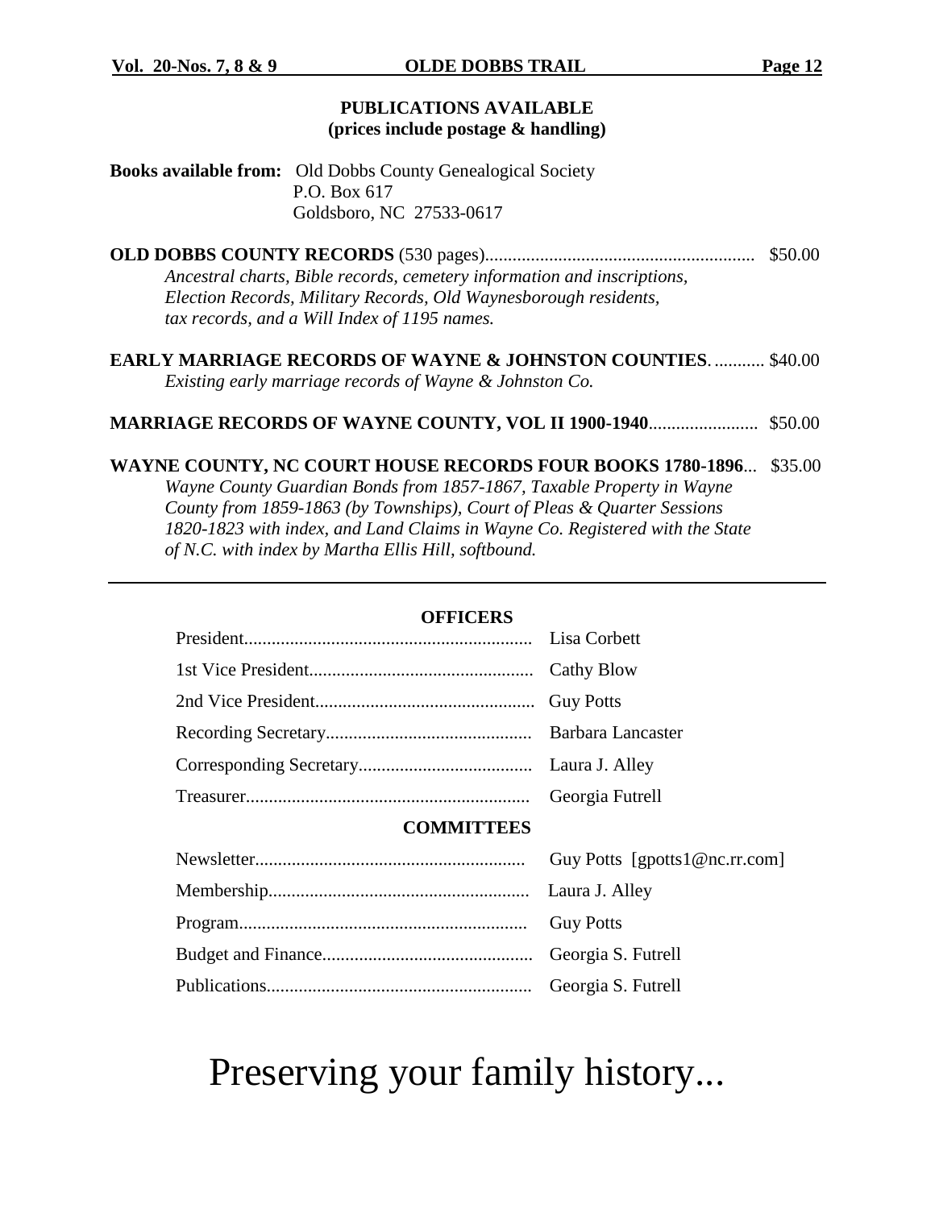## PUBLICATIONS AVAILABLE
**(prices include postage & handling)**

**Books available from:** Old Dobbs County Genealogical Society
P.O. Box 617
Goldsboro, NC 27533-0617

**OLD DOBBS COUNTY RECORDS** (530 pages)........................................................ $50.00
*Ancestral charts, Bible records, cemetery information and inscriptions, Election Records, Military Records, Old Waynesborough residents, tax records, and a Will Index of 1195 names.*

**EARLY MARRIAGE RECORDS OF WAYNE & JOHNSTON COUNTIES**. .......... $40.00
*Existing early marriage records of Wayne & Johnston Co.*

**MARRIAGE RECORDS OF WAYNE COUNTY, VOL II 1900-1940**........................ $50.00

**WAYNE COUNTY, NC COURT HOUSE RECORDS FOUR BOOKS 1780-1896**... $35.00
*Wayne County Guardian Bonds from 1857-1867, Taxable Property in Wayne County from 1859-1863 (by Townships), Court of Pleas & Quarter Sessions 1820-1823 with index, and Land Claims in Wayne Co. Registered with the State of N.C. with index by Martha Ellis Hill, softbound.*

---

### OFFICERS

President............................................................... Lisa Corbett
1st Vice President................................................ Cathy Blow
2nd Vice President............................................... Guy Potts
Recording Secretary............................................ Barbara Lancaster
Corresponding Secretary..................................... Laura J. Alley
Treasurer............................................................. Georgia Futrell

### COMMITTEES

Newsletter.......................................................... Guy Potts [gpotts1@nc.rr.com]
Membership........................................................ Laura J. Alley
Program.............................................................. Guy Potts
Budget and Finance............................................. Georgia S. Futrell
Publications........................................................ Georgia S. Futrell

# Preserving your family history...